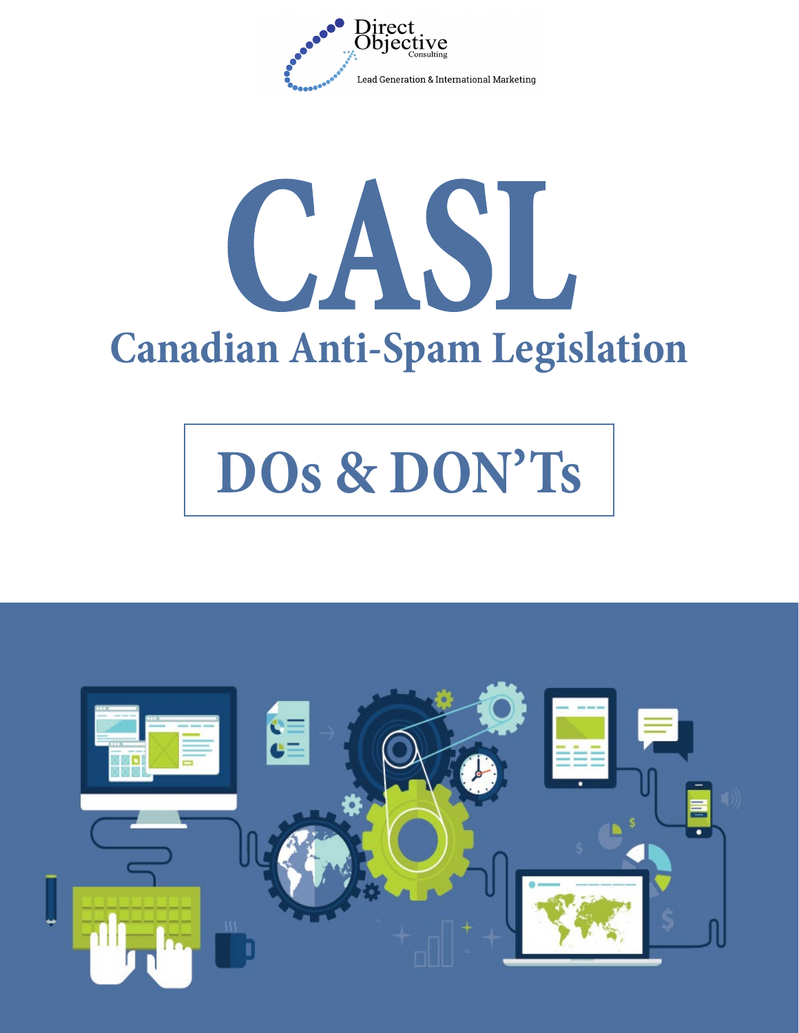Direct Objective Consulting

Lead Generation & International Marketing

# CASL

## Canadian Anti-Spam Legislation

## DOs & DON'Ts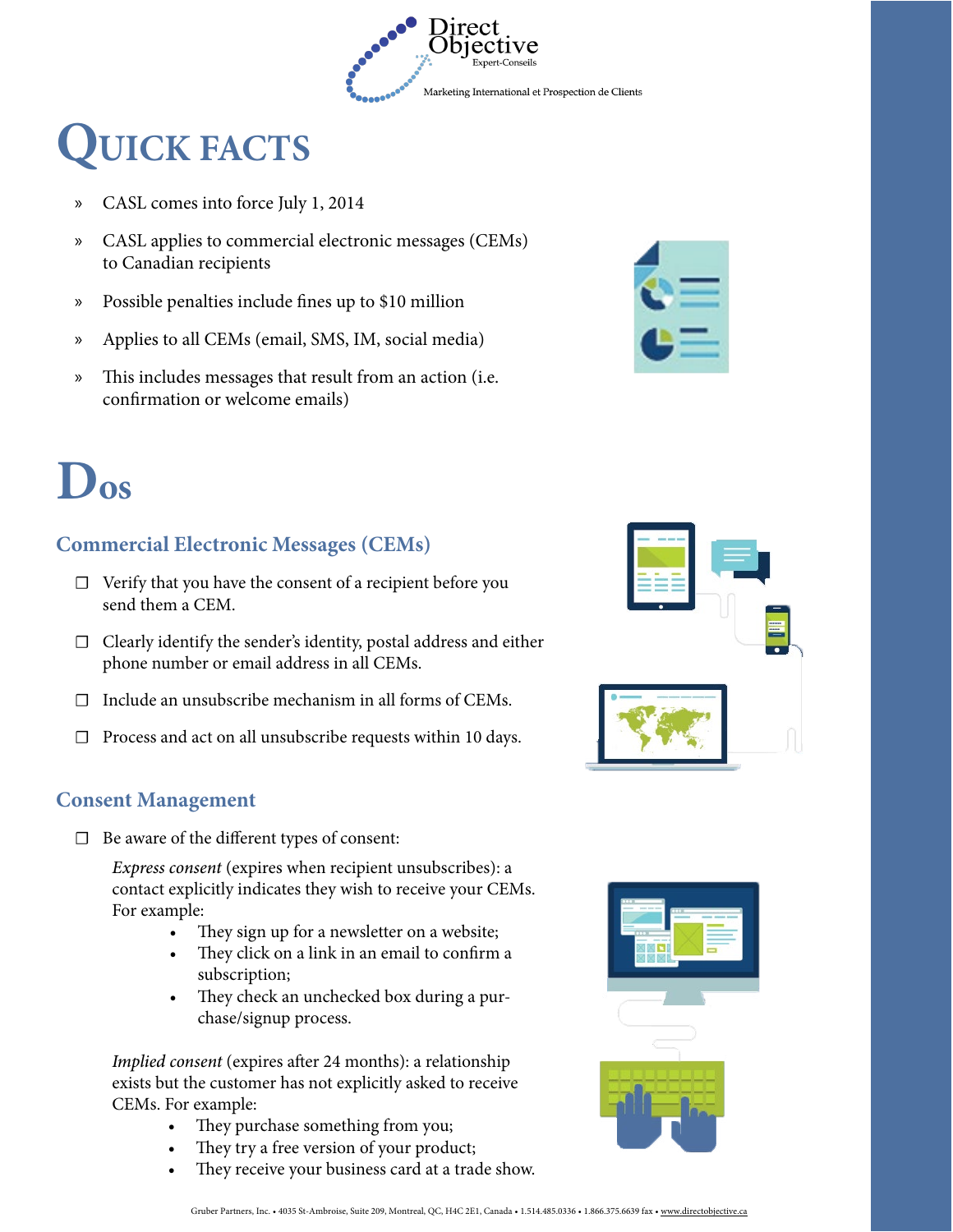# Quick Facts

- CASL comes into force July 1, 2014
- CASL applies to commercial electronic messages (CEMs) to Canadian recipients
- Possible penalties include fines up to $10 million
- Applies to all CEMs (email, SMS, IM, social media)
- This includes messages that result from an action (i.e. confirmation or welcome emails)

# Dos

## Commercial Electronic Messages (CEMs)

- ☐ Verify that you have the consent of a recipient before you send them a CEM.
- ☐ Clearly identify the sender's identity, postal address and either phone number or email address in all CEMs.
- ☐ Include an unsubscribe mechanism in all forms of CEMs.
- ☐ Process and act on all unsubscribe requests within 10 days.

## Consent Management

- ☐ Be aware of the different types of consent:

  *Express consent* (expires when recipient unsubscribes): a contact explicitly indicates they wish to receive your CEMs. For example:
  - They sign up for a newsletter on a website;
  - They click on a link in an email to confirm a subscription;
  - They check an unchecked box during a purchase/signup process.

  *Implied consent* (expires after 24 months): a relationship exists but the customer has not explicitly asked to receive CEMs. For example:
  - They purchase something from you;
  - They try a free version of your product;
  - They receive your business card at a trade show.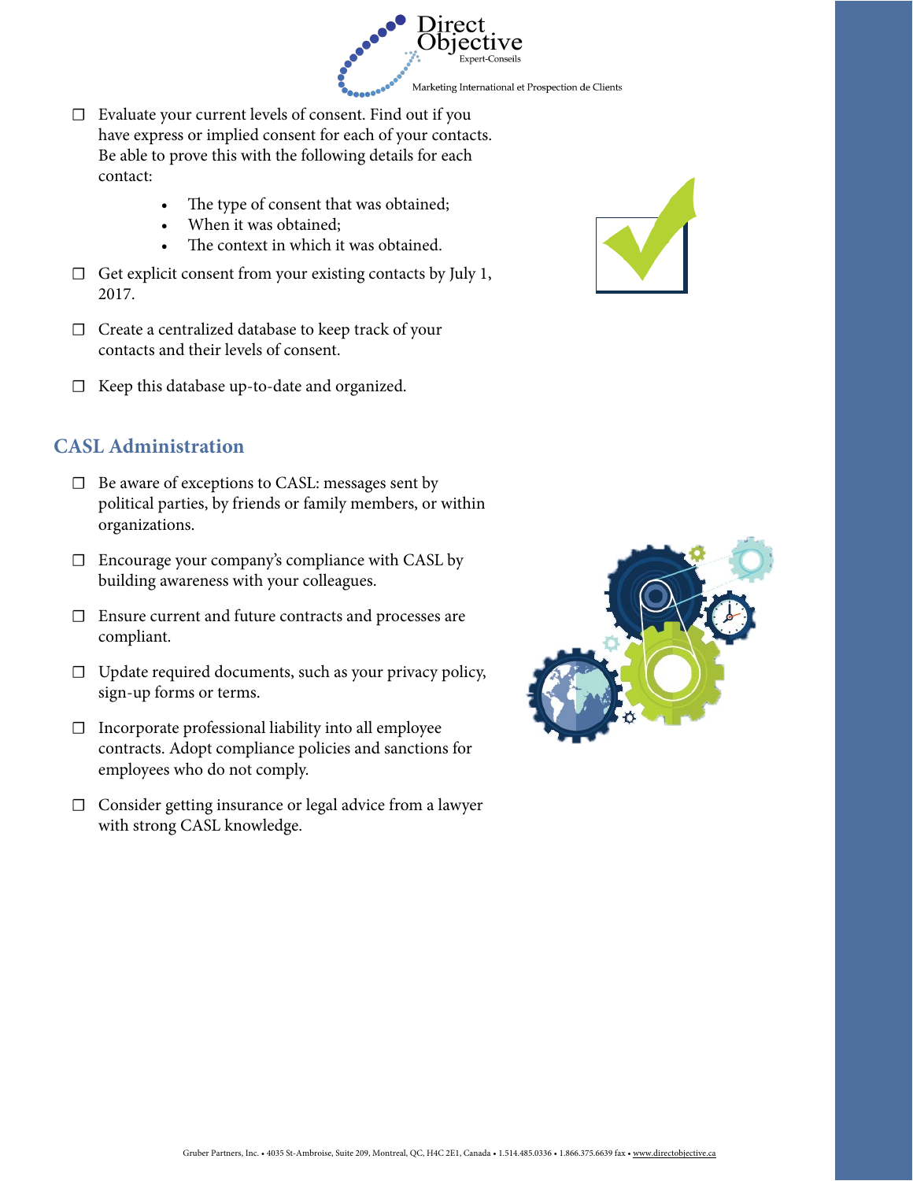- ☐ Evaluate your current levels of consent. Find out if you have express or implied consent for each of your contacts. Be able to prove this with the following details for each contact:
    - The type of consent that was obtained;
    - When it was obtained;
    - The context in which it was obtained.
- ☐ Get explicit consent from your existing contacts by July 1, 2017.
- ☐ Create a centralized database to keep track of your contacts and their levels of consent.
- ☐ Keep this database up-to-date and organized.

## CASL Administration

- ☐ Be aware of exceptions to CASL: messages sent by political parties, by friends or family members, or within organizations.
- ☐ Encourage your company's compliance with CASL by building awareness with your colleagues.
- ☐ Ensure current and future contracts and processes are compliant.
- ☐ Update required documents, such as your privacy policy, sign-up forms or terms.
- ☐ Incorporate professional liability into all employee contracts. Adopt compliance policies and sanctions for employees who do not comply.
- ☐ Consider getting insurance or legal advice from a lawyer with strong CASL knowledge.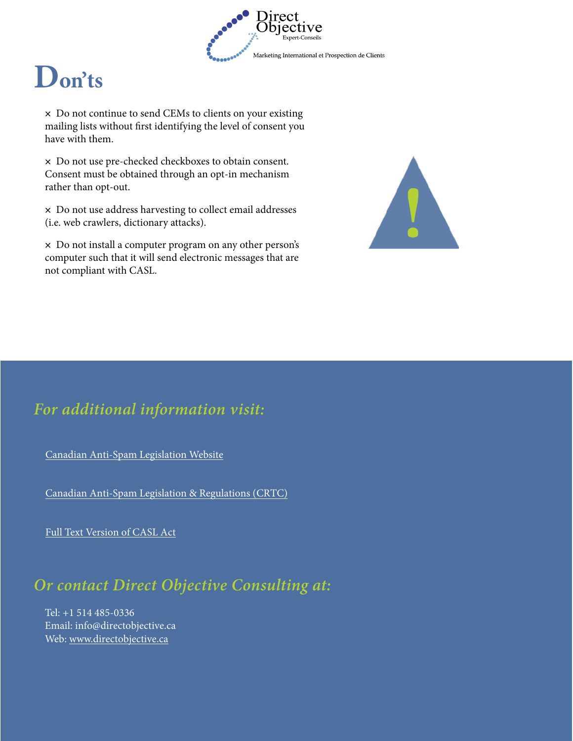# Don'ts

× Do not continue to send CEMs to clients on your existing mailing lists without first identifying the level of consent you have with them.

× Do not use pre-checked checkboxes to obtain consent. Consent must be obtained through an opt-in mechanism rather than opt-out.

× Do not use address harvesting to collect email addresses (i.e. web crawlers, dictionary attacks).

× Do not install a computer program on any other person's computer such that it will send electronic messages that are not compliant with CASL.

## *For additional information visit:*

Canadian Anti-Spam Legislation Website

Canadian Anti-Spam Legislation & Regulations (CRTC)

Full Text Version of CASL Act

## *Or contact Direct Objective Consulting at:*

Tel: +1 514 485-0336
Email: info@directobjective.ca
Web: www.directobjective.ca